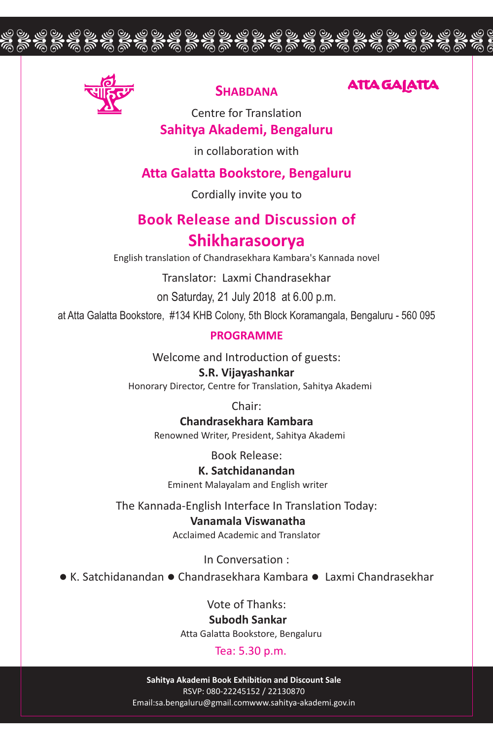**SHABDANA**

**ATTA GALATTA**

Centre for Translation

**Sahitya Akademi, Bengaluru**

in collaboration with

**Atta Galatta Bookstore, Bengaluru**

Cordially invite you to

# Book Release and Discussion of

# Shikharasoorya

English translation of Chandrasekhara Kambara's Kannada novel

Translator: Laxmi Chandrasekhar

on Saturday, 21 July 2018 at 6.00 p.m.

at Atta Galatta Bookstore, #134 KHB Colony, 5th Block Koramangala, Bengaluru - 560 095

## PROGRAMME

Welcome and Introduction of guests:

**S.R. Vijayashankar**

Honorary Director, Centre for Translation, Sahitya Akademi

Chair:

**Chandrasekhara Kambara**

Renowned Writer, President, Sahitya Akademi

Book Release:

**K. Satchidanandan**

Eminent Malayalam and English writer

The Kannada-English Interface In Translation Today:

**Vanamala Viswanatha**

Acclaimed Academic and Translator

In Conversation :

● K. Satchidanandan ● Chandrasekhara Kambara ● Laxmi Chandrasekhar

Vote of Thanks:

**Subodh Sankar**

Atta Galatta Bookstore, Bengaluru

Tea: 5.30 p.m.

**Sahitya Akademi Book Exhibition and Discount Sale**

RSVP: 080-22245152 / 22130870

Email:sa.bengaluru@gmail.comwww.sahitya-akademi.gov.in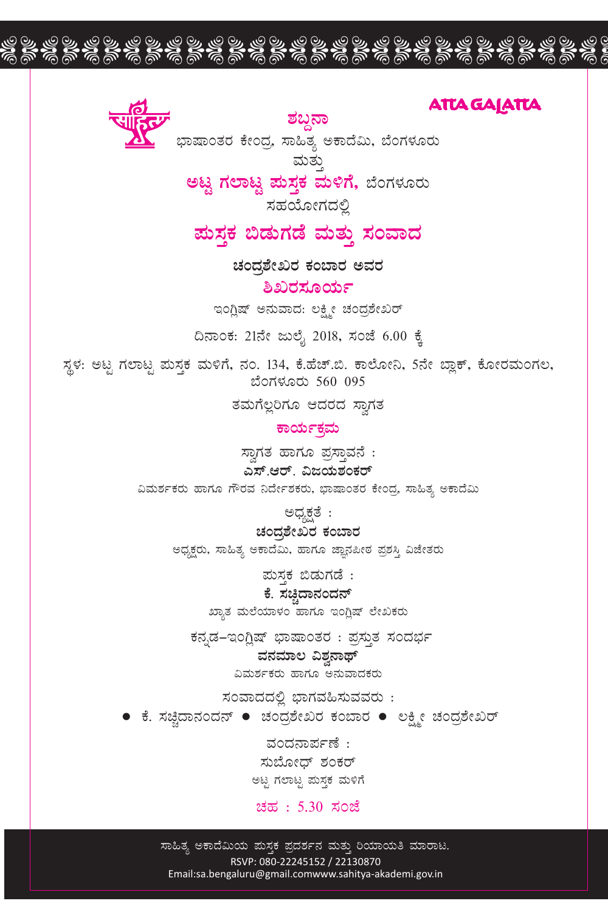ATTA GALATTA

## ಶಬ್ದನಾ

ಭಾಷಾಂತರ ಕೇಂದ್ರ, ಸಾಹಿತ್ಯ ಅಕಾದೆಮಿ, ಬೆಂಗಳೂರು

ಮತ್ತು

**ಅಟ್ಟ ಗಲಾಟ್ಟ ಪುಸ್ತಕ ಮಳಿಗೆ,** ಬೆಂಗಳೂರು

ಸಹಯೋಗದಲ್ಲಿ

# ಪುಸ್ತಕ ಬಿಡುಗಡೆ ಮತ್ತು ಸಂವಾದ

**ಚಂದ್ರಶೇಖರ ಕಂಬಾರ ಅವರ**

## ಶಿಖರಸೂರ್ಯ

ಇಂಗ್ಲಿಷ್ ಅನುವಾದ: ಲಕ್ಷ್ಮೀ ಚಂದ್ರಶೇಖರ್

ದಿನಾಂಕ: 21ನೇ ಜುಲೈ 2018, ಸಂಜೆ 6.00 ಕ್ಕೆ

ಸ್ಥಳ: ಅಟ್ಟ ಗಲಾಟ್ಟ ಪುಸ್ತಕ ಮಳಿಗೆ, ನಂ. 134, ಕೆ.ಹೆಚ್.ಬಿ. ಕಾಲೋನಿ, 5ನೇ ಬ್ಲಾಕ್, ಕೋರಮಂಗಲ, ಬೆಂಗಳೂರು 560 095

ತಮಗೆಲ್ಲರಿಗೂ ಆದರದ ಸ್ವಾಗತ

## ಕಾರ್ಯಕ್ರಮ

ಸ್ವಾಗತ ಹಾಗೂ ಪ್ರಸ್ತಾವನೆ :

**ಎಸ್.ಆರ್. ವಿಜಯಶಂಕರ್**

ವಿಮರ್ಶಕರು ಹಾಗೂ ಗೌರವ ನಿರ್ದೇಶಕರು, ಭಾಷಾಂತರ ಕೇಂದ್ರ, ಸಾಹಿತ್ಯ ಅಕಾದೆಮಿ

ಅಧ್ಯಕ್ಷತೆ :

**ಚಂದ್ರಶೇಖರ ಕಂಬಾರ**

ಅಧ್ಯಕ್ಷರು, ಸಾಹಿತ್ಯ ಅಕಾದೆಮಿ, ಹಾಗೂ ಜ್ಞಾನಪೀಠ ಪ್ರಶಸ್ತಿ ವಿಜೇತರು

ಪುಸ್ತಕ ಬಿಡುಗಡೆ :

**ಕೆ. ಸಚ್ಚಿದಾನಂದನ್**

ಖ್ಯಾತ ಮಲೆಯಾಳಂ ಹಾಗೂ ಇಂಗ್ಲಿಷ್ ಲೇಖಕರು

ಕನ್ನಡ–ಇಂಗ್ಲಿಷ್ ಭಾಷಾಂತರ : ಪ್ರಸ್ತುತ ಸಂದರ್ಭ

**ವನಮಾಲ ವಿಶ್ವನಾಥ್**

ವಿಮರ್ಶಕರು ಹಾಗೂ ಅನುವಾದಕರು

ಸಂವಾದದಲ್ಲಿ ಭಾಗವಹಿಸುವವರು :

- ಕೆ. ಸಚ್ಚಿದಾನಂದನ್
- ಚಂದ್ರಶೇಖರ ಕಂಬಾರ
- ಲಕ್ಷ್ಮೀ ಚಂದ್ರಶೇಖರ್

ವಂದನಾರ್ಪಣೆ :

ಸುಬೋಧ್ ಶಂಕರ್

ಅಟ್ಟ ಗಲಾಟ್ಟ ಪುಸ್ತಕ ಮಳಿಗೆ

ಚಹ : 5.30 ಸಂಜೆ

ಸಾಹಿತ್ಯ ಅಕಾದೆಮಿಯ ಪುಸ್ತಕ ಪ್ರದರ್ಶನ ಮತ್ತು ರಿಯಾಯತಿ ಮಾರಾಟ.

RSVP: 080-22245152 / 22130870

Email:sa.bengaluru@gmail.comwww.sahitya-akademi.gov.in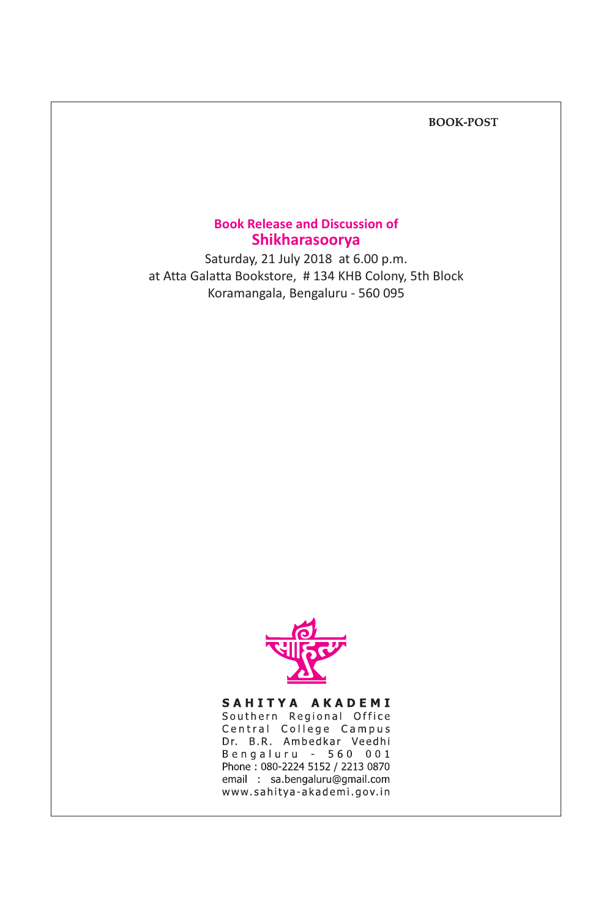BOOK-POST

**Book Release and Discussion of**

## Shikharasoorya

Saturday, 21 July 2018 at 6.00 p.m.
at Atta Galatta Bookstore, # 134 KHB Colony, 5th Block
Koramangala, Bengaluru - 560 095

**SAHITYA AKADEMI**
Southern Regional Office
Central College Campus
Dr. B.R. Ambedkar Veedhi
Bengaluru - 560 001
Phone : 080-2224 5152 / 2213 0870
email : sa.bengaluru@gmail.com
www.sahitya-akademi.gov.in